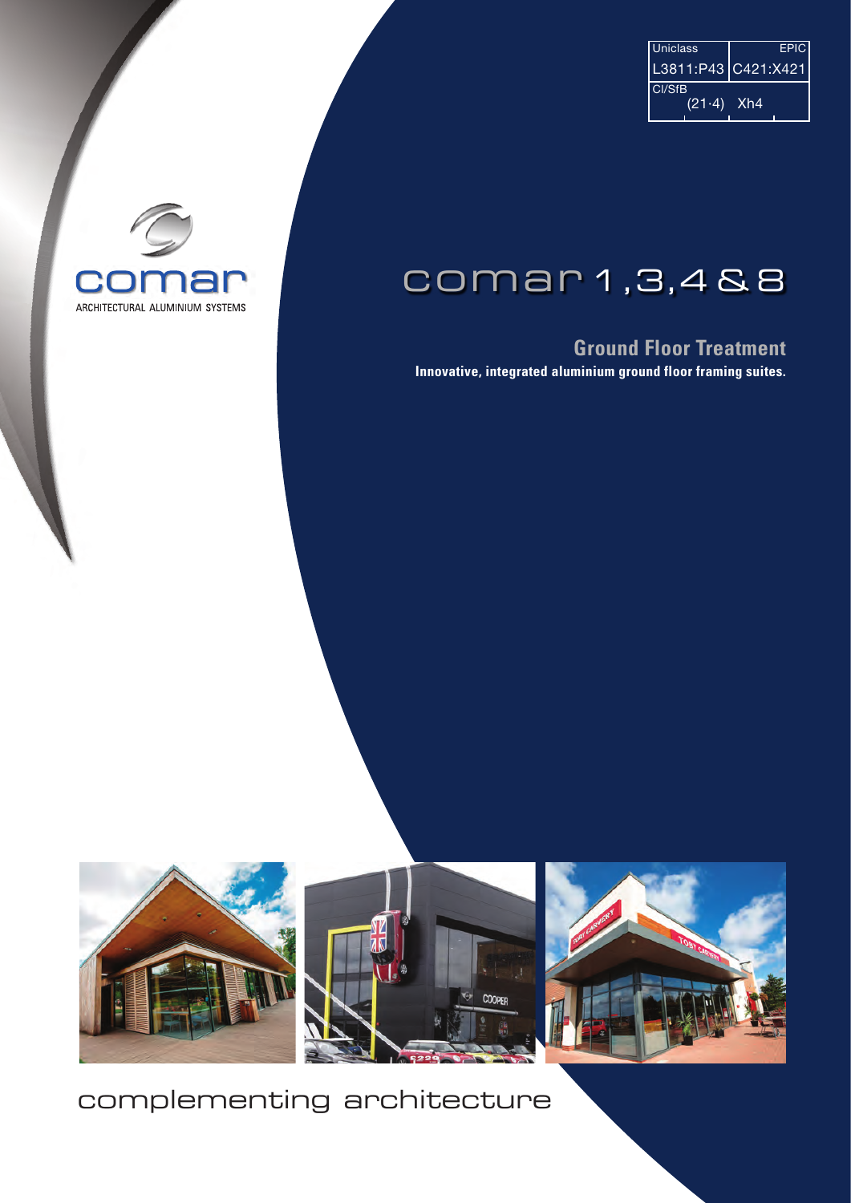| Uniclass | EPIC |
| --- | --- |
| L3811:P43 | C421:X421 |
| CI/SfB | |
| (21·4) | Xh4 |

comar

ARCHITECTURAL ALUMINIUM SYSTEMS

# comar 1,3,4 & 8

## Ground Floor Treatment

**Innovative, integrated aluminium ground floor framing suites.**

complementing architecture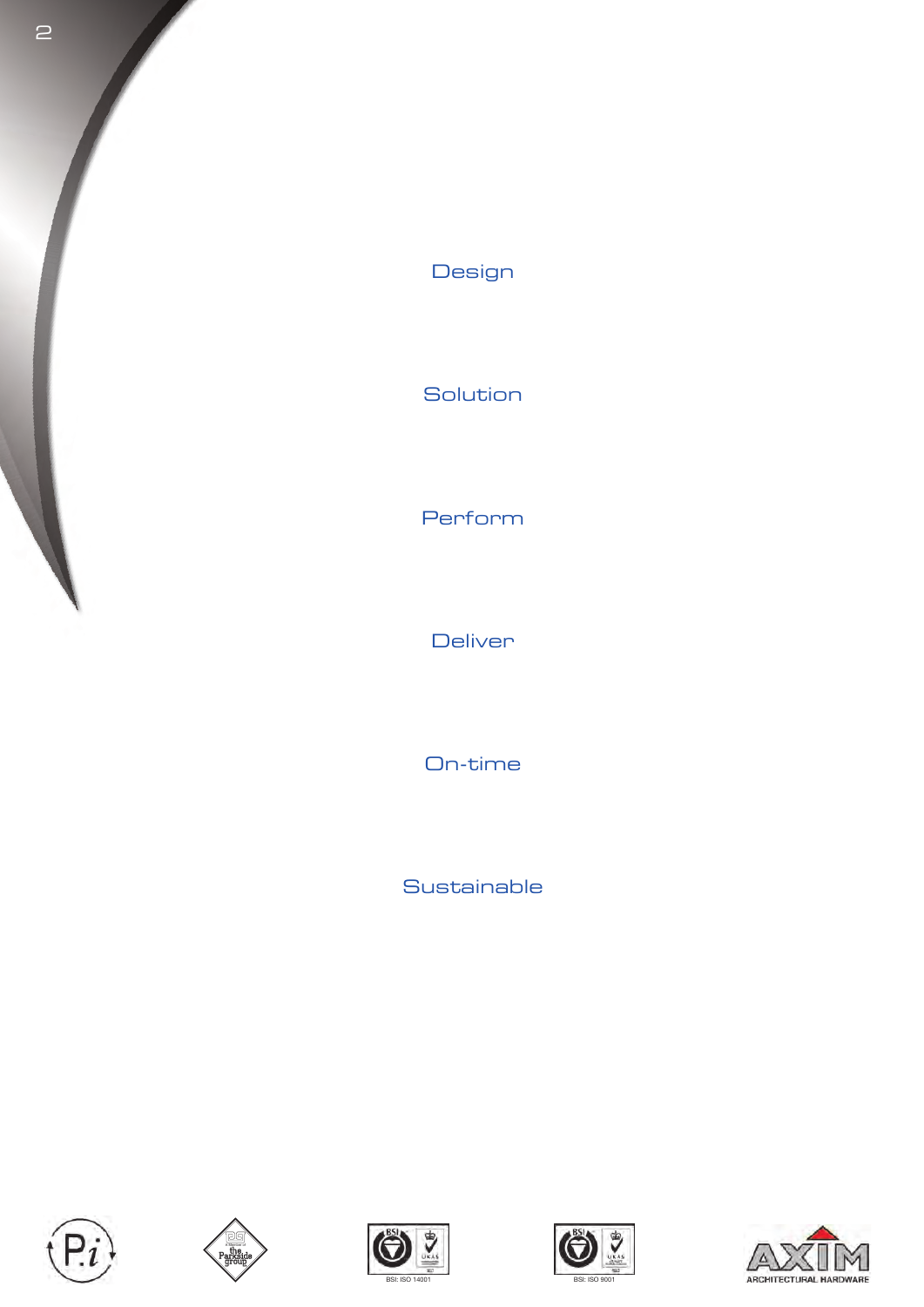Design

Solution

Perform

Deliver

On-time

Sustainable

BSI: ISO 14001

BSI: ISO 9001

ARCHITECTURAL HARDWARE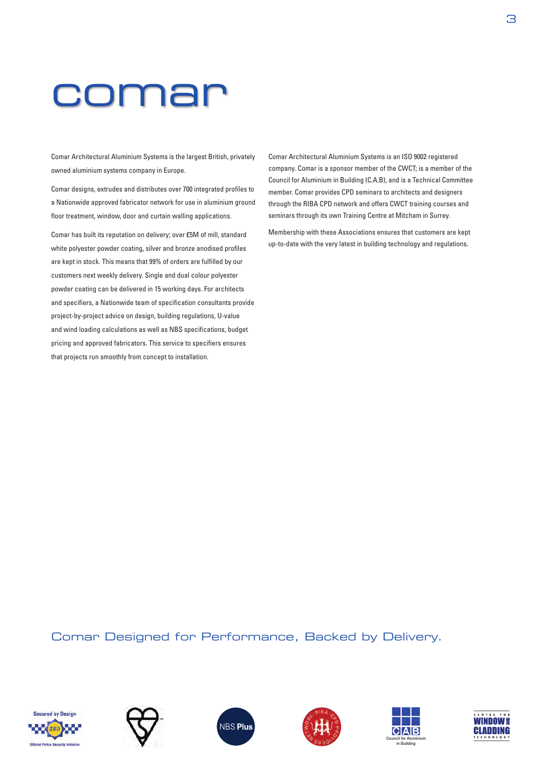# comar

Comar Architectural Aluminium Systems is the largest British, privately owned aluminium systems company in Europe.

Comar designs, extrudes and distributes over 700 integrated profiles to a Nationwide approved fabricator network for use in aluminium ground floor treatment, window, door and curtain walling applications.

Comar has built its reputation on delivery; over £5M of mill, standard white polyester powder coating, silver and bronze anodised profiles are kept in stock. This means that 99% of orders are fulfilled by our customers next weekly delivery. Single and dual colour polyester powder coating can be delivered in 15 working days. For architects and specifiers, a Nationwide team of specification consultants provide project-by-project advice on design, building regulations, U-value and wind loading calculations as well as NBS specifications, budget pricing and approved fabricators. This service to specifiers ensures that projects run smoothly from concept to installation.

Comar Architectural Aluminium Systems is an ISO 9002 registered company. Comar is a sponsor member of the CWCT; is a member of the Council for Aluminium in Building (C.A.B), and is a Technical Committee member. Comar provides CPD seminars to architects and designers through the RIBA CPD network and offers CWCT training courses and seminars through its own Training Centre at Mitcham in Surrey.

Membership with these Associations ensures that customers are kept up-to-date with the very latest in building technology and regulations.

Comar Designed for Performance, Backed by Delivery.

Secured by Design — SBD — Official Police Security Initiative

NBS Plus

RIBA CPD Providers Network

CAB — Council for Aluminium in Building

Centre for Window and Cladding Technology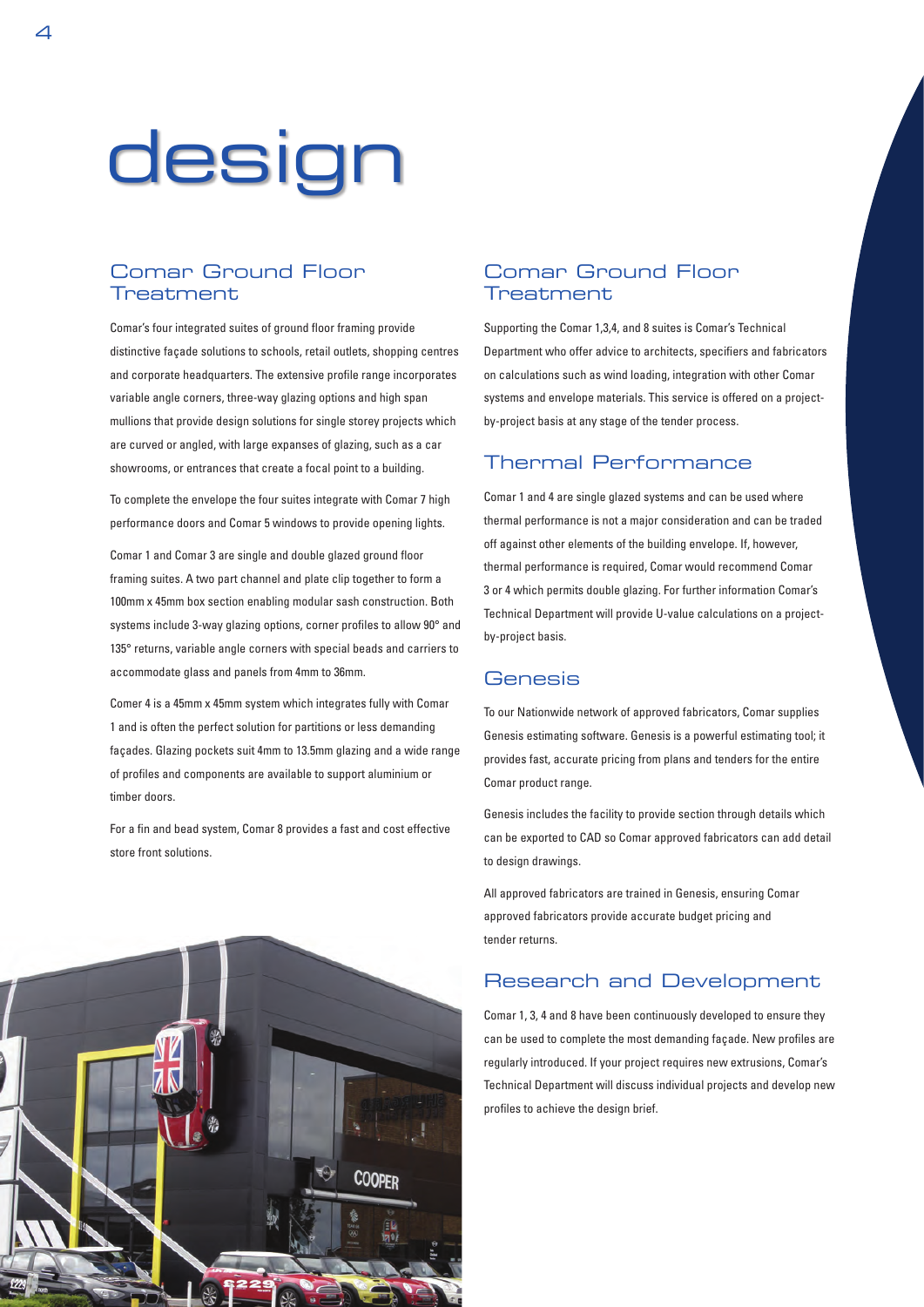# design

## Comar Ground Floor Treatment

Comar's four integrated suites of ground floor framing provide distinctive façade solutions to schools, retail outlets, shopping centres and corporate headquarters. The extensive profile range incorporates variable angle corners, three-way glazing options and high span mullions that provide design solutions for single storey projects which are curved or angled, with large expanses of glazing, such as a car showrooms, or entrances that create a focal point to a building.

To complete the envelope the four suites integrate with Comar 7 high performance doors and Comar 5 windows to provide opening lights.

Comar 1 and Comar 3 are single and double glazed ground floor framing suites. A two part channel and plate clip together to form a 100mm x 45mm box section enabling modular sash construction. Both systems include 3-way glazing options, corner profiles to allow 90° and 135° returns, variable angle corners with special beads and carriers to accommodate glass and panels from 4mm to 36mm.

Comar 4 is a 45mm x 45mm system which integrates fully with Comar 1 and is often the perfect solution for partitions or less demanding façades. Glazing pockets suit 4mm to 13.5mm glazing and a wide range of profiles and components are available to support aluminium or timber doors.

For a fin and bead system, Comar 8 provides a fast and cost effective store front solutions.

## Comar Ground Floor Treatment

Supporting the Comar 1,3,4, and 8 suites is Comar's Technical Department who offer advice to architects, specifiers and fabricators on calculations such as wind loading, integration with other Comar systems and envelope materials. This service is offered on a project-by-project basis at any stage of the tender process.

## Thermal Performance

Comar 1 and 4 are single glazed systems and can be used where thermal performance is not a major consideration and can be traded off against other elements of the building envelope. If, however, thermal performance is required, Comar would recommend Comar 3 or 4 which permits double glazing. For further information Comar's Technical Department will provide U-value calculations on a project-by-project basis.

## Genesis

To our Nationwide network of approved fabricators, Comar supplies Genesis estimating software. Genesis is a powerful estimating tool; it provides fast, accurate pricing from plans and tenders for the entire Comar product range.

Genesis includes the facility to provide section through details which can be exported to CAD so Comar approved fabricators can add detail to design drawings.

All approved fabricators are trained in Genesis, ensuring Comar approved fabricators provide accurate budget pricing and tender returns.

## Research and Development

Comar 1, 3, 4 and 8 have been continuously developed to ensure they can be used to complete the most demanding façade. New profiles are regularly introduced. If your project requires new extrusions, Comar's Technical Department will discuss individual projects and develop new profiles to achieve the design brief.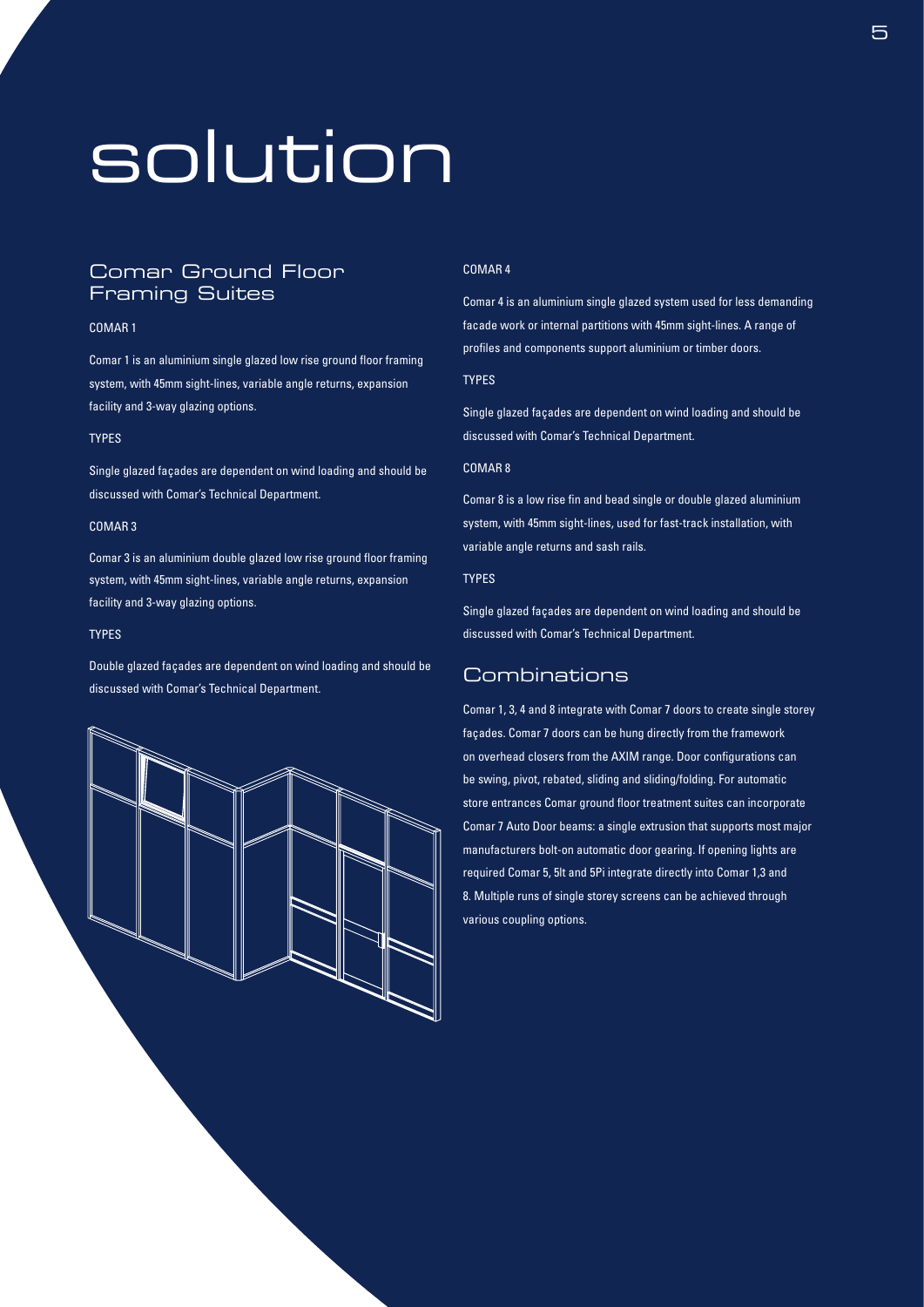# solution

## Comar Ground Floor Framing Suites

### COMAR 1

Comar 1 is an aluminium single glazed low rise ground floor framing system, with 45mm sight-lines, variable angle returns, expansion facility and 3-way glazing options.

TYPES

Single glazed façades are dependent on wind loading and should be discussed with Comar's Technical Department.

### COMAR 3

Comar 3 is an aluminium double glazed low rise ground floor framing system, with 45mm sight-lines, variable angle returns, expansion facility and 3-way glazing options.

TYPES

Double glazed façades are dependent on wind loading and should be discussed with Comar's Technical Department.

### COMAR 4

Comar 4 is an aluminium single glazed system used for less demanding facade work or internal partitions with 45mm sight-lines. A range of profiles and components support aluminium or timber doors.

TYPES

Single glazed façades are dependent on wind loading and should be discussed with Comar's Technical Department.

### COMAR 8

Comar 8 is a low rise fin and bead single or double glazed aluminium system, with 45mm sight-lines, used for fast-track installation, with variable angle returns and sash rails.

TYPES

Single glazed façades are dependent on wind loading and should be discussed with Comar's Technical Department.

## Combinations

Comar 1, 3, 4 and 8 integrate with Comar 7 doors to create single storey façades. Comar 7 doors can be hung directly from the framework on overhead closers from the AXIM range. Door configurations can be swing, pivot, rebated, sliding and sliding/folding. For automatic store entrances Comar ground floor treatment suites can incorporate Comar 7 Auto Door beams: a single extrusion that supports most major manufacturers bolt-on automatic door gearing. If opening lights are required Comar 5, 5It and 5Pi integrate directly into Comar 1,3 and 8. Multiple runs of single storey screens can be achieved through various coupling options.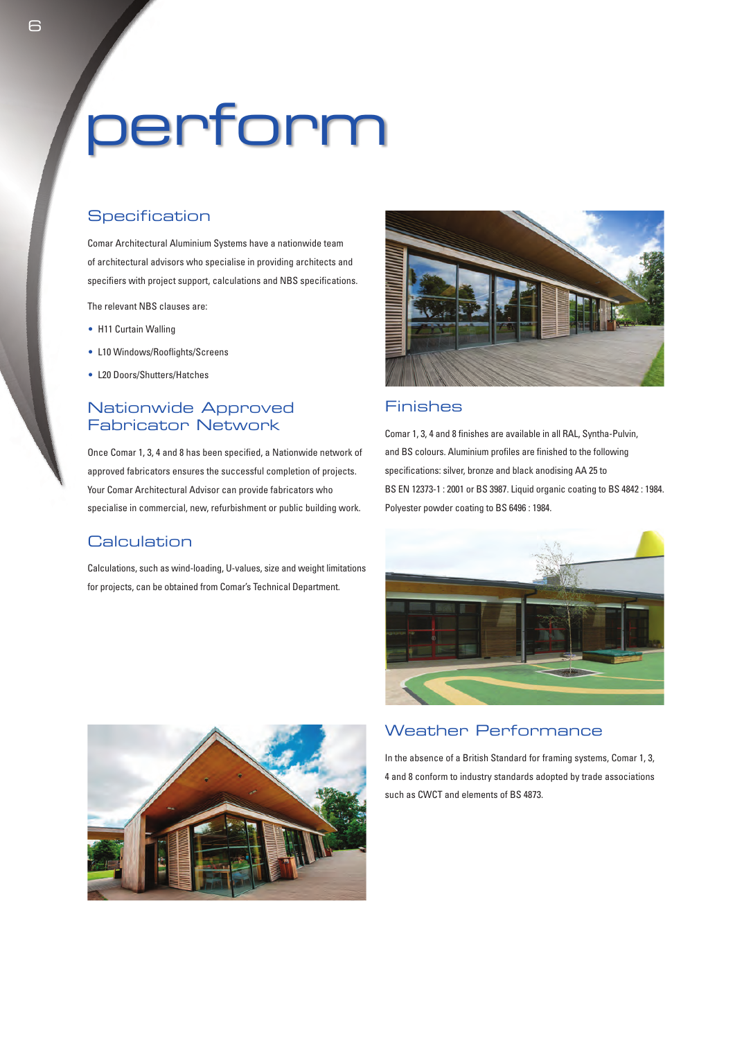# perform

## Specification

Comar Architectural Aluminium Systems have a nationwide team of architectural advisors who specialise in providing architects and specifiers with project support, calculations and NBS specifications.

The relevant NBS clauses are:

- H11 Curtain Walling
- L10 Windows/Rooflights/Screens
- L20 Doors/Shutters/Hatches

## Nationwide Approved Fabricator Network

Once Comar 1, 3, 4 and 8 has been specified, a Nationwide network of approved fabricators ensures the successful completion of projects. Your Comar Architectural Advisor can provide fabricators who specialise in commercial, new, refurbishment or public building work.

## Calculation

Calculations, such as wind-loading, U-values, size and weight limitations for projects, can be obtained from Comar's Technical Department.

## Finishes

Comar 1, 3, 4 and 8 finishes are available in all RAL, Syntha-Pulvin, and BS colours. Aluminium profiles are finished to the following specifications: silver, bronze and black anodising AA 25 to BS EN 12373-1 : 2001 or BS 3987. Liquid organic coating to BS 4842 : 1984. Polyester powder coating to BS 6496 : 1984.

## Weather Performance

In the absence of a British Standard for framing systems, Comar 1, 3, 4 and 8 conform to industry standards adopted by trade associations such as CWCT and elements of BS 4873.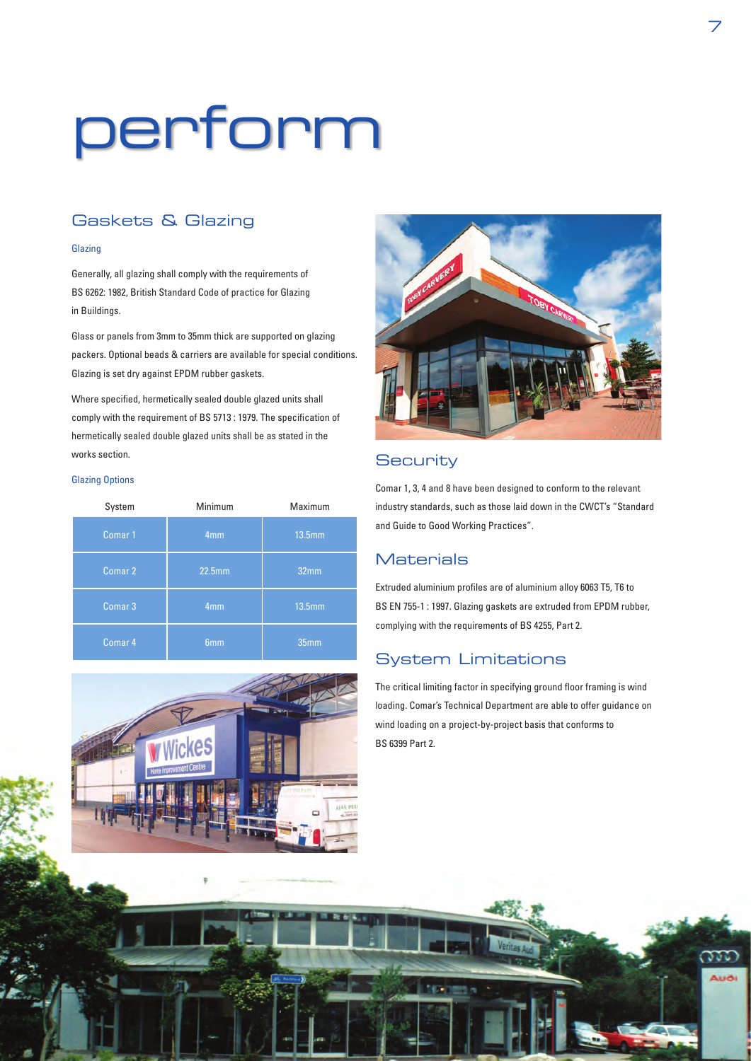# perform

## Gaskets & Glazing

### Glazing

Generally, all glazing shall comply with the requirements of BS 6262: 1982, British Standard Code of practice for Glazing in Buildings.

Glass or panels from 3mm to 35mm thick are supported on glazing packers. Optional beads & carriers are available for special conditions. Glazing is set dry against EPDM rubber gaskets.

Where specified, hermetically sealed double glazed units shall comply with the requirement of BS 5713 : 1979. The specification of hermetically sealed double glazed units shall be as stated in the works section.

### Glazing Options

| System | Minimum | Maximum |
|---|---|---|
| Comar 1 | 4mm | 13.5mm |
| Comar 2 | 22.5mm | 32mm |
| Comar 3 | 4mm | 13.5mm |
| Comar 4 | 6mm | 35mm |

## Security

Comar 1, 3, 4 and 8 have been designed to conform to the relevant industry standards, such as those laid down in the CWCT's "Standard and Guide to Good Working Practices".

## Materials

Extruded aluminium profiles are of aluminium alloy 6063 T5, T6 to BS EN 755-1 : 1997. Glazing gaskets are extruded from EPDM rubber, complying with the requirements of BS 4255, Part 2.

## System Limitations

The critical limiting factor in specifying ground floor framing is wind loading. Comar's Technical Department are able to offer guidance on wind loading on a project-by-project basis that conforms to BS 6399 Part 2.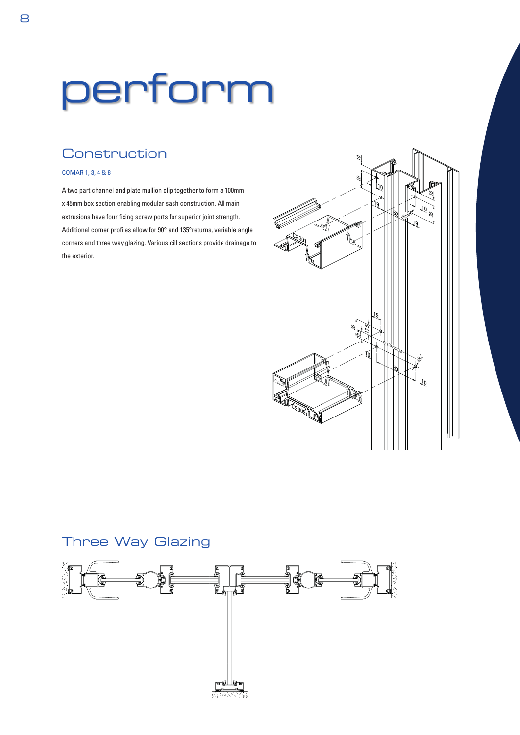# perform

## Construction

### COMAR 1, 3, 4 & 8

A two part channel and plate mullion clip together to form a 100mm x 45mm box section enabling modular sash construction. All main extrusions have four fixing screw ports for superior joint strength. Additional corner profiles allow for 90° and 135°returns, variable angle corners and three way glazing. Various cill sections provide drainage to the exterior.

## Three Way Glazing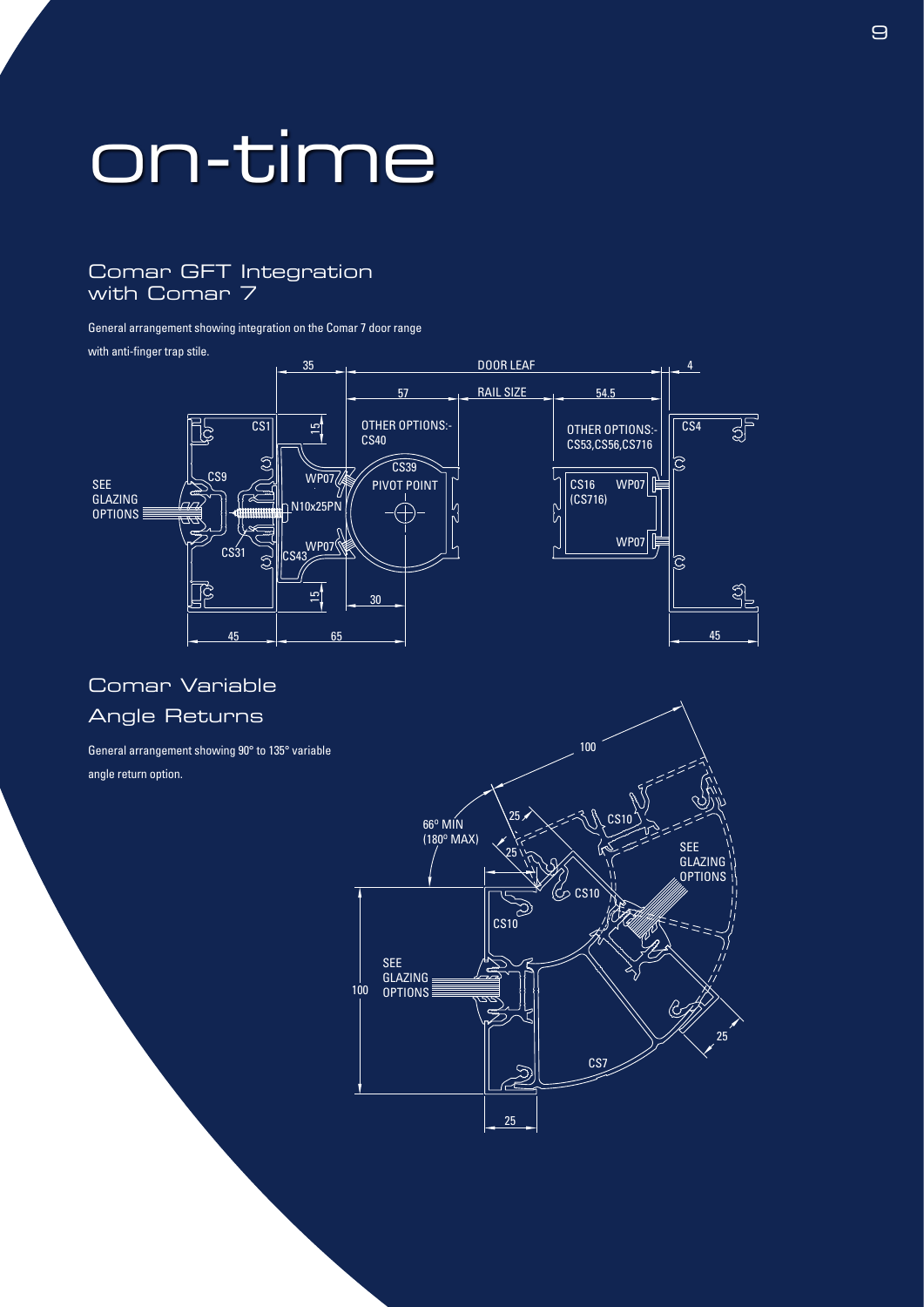# on-time

## Comar GFT Integration with Comar 7

General arrangement showing integration on the Comar 7 door range with anti-finger trap stile.

## Comar Variable Angle Returns

General arrangement showing 90° to 135° variable angle return option.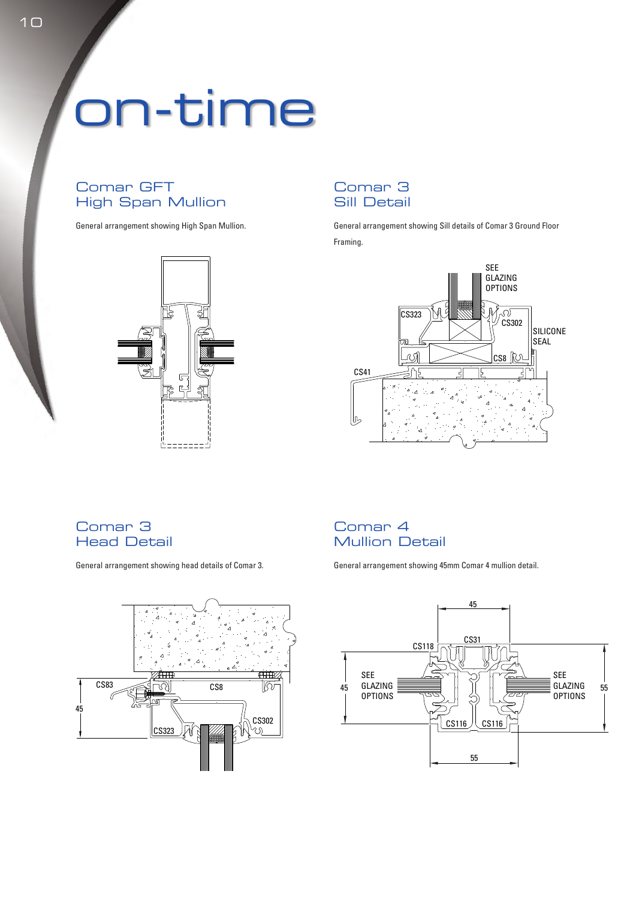# on-time

## Comar GFT High Span Mullion

General arrangement showing High Span Mullion.

## Comar 3 Sill Detail

General arrangement showing Sill details of Comar 3 Ground Floor Framing.

SEE GLAZING OPTIONS

CS323

CS302

SILICONE SEAL

CS8

CS41

## Comar 3 Head Detail

General arrangement showing head details of Comar 3.

CS83

CS8

45

CS302

CS323

## Comar 4 Mullion Detail

General arrangement showing 45mm Comar 4 mullion detail.

45

CS31

CS118

SEE GLAZING OPTIONS

SEE GLAZING OPTIONS

45

55

CS116

CS116

55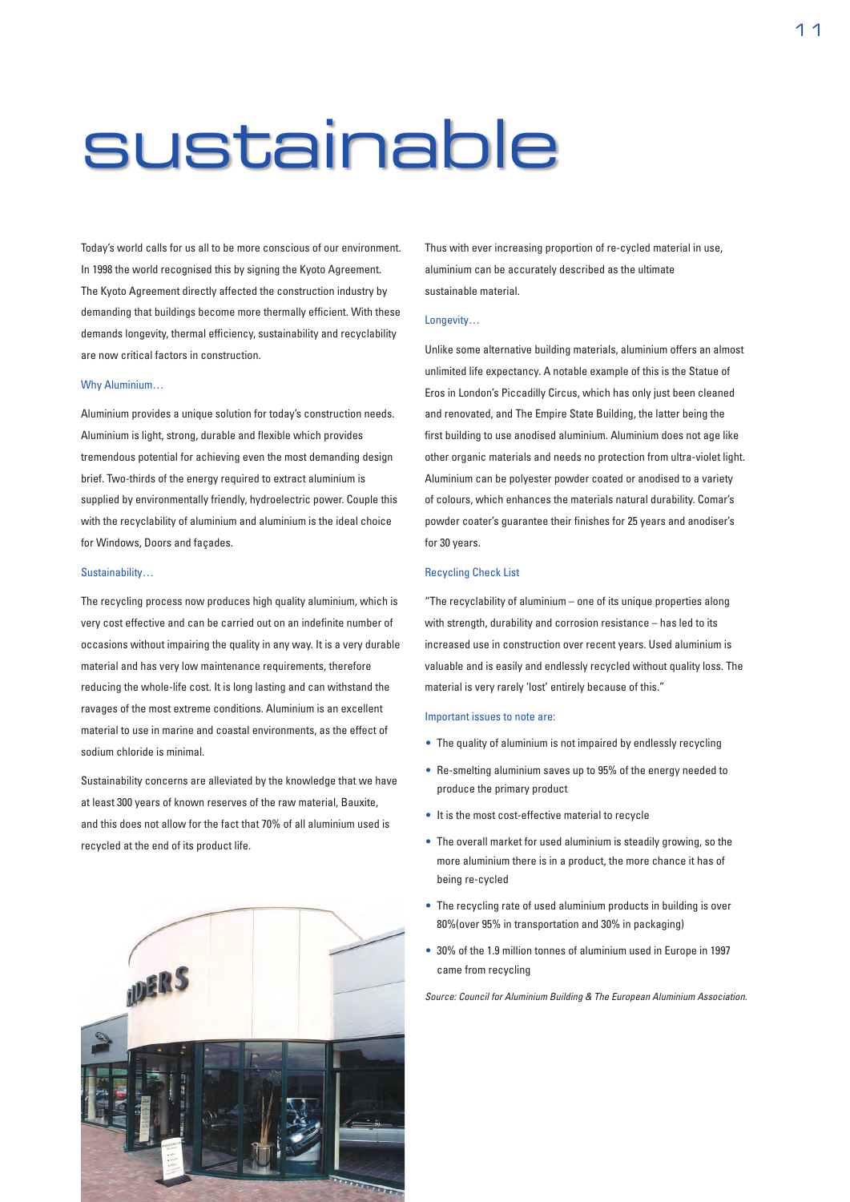# sustainable

Today's world calls for us all to be more conscious of our environment. In 1998 the world recognised this by signing the Kyoto Agreement. The Kyoto Agreement directly affected the construction industry by demanding that buildings become more thermally efficient. With these demands longevity, thermal efficiency, sustainability and recyclability are now critical factors in construction.

### Why Aluminium…

Aluminium provides a unique solution for today's construction needs. Aluminium is light, strong, durable and flexible which provides tremendous potential for achieving even the most demanding design brief. Two-thirds of the energy required to extract aluminium is supplied by environmentally friendly, hydroelectric power. Couple this with the recyclability of aluminium and aluminium is the ideal choice for Windows, Doors and façades.

### Sustainability…

The recycling process now produces high quality aluminium, which is very cost effective and can be carried out on an indefinite number of occasions without impairing the quality in any way. It is a very durable material and has very low maintenance requirements, therefore reducing the whole-life cost. It is long lasting and can withstand the ravages of the most extreme conditions. Aluminium is an excellent material to use in marine and coastal environments, as the effect of sodium chloride is minimal.

Sustainability concerns are alleviated by the knowledge that we have at least 300 years of known reserves of the raw material, Bauxite, and this does not allow for the fact that 70% of all aluminium used is recycled at the end of its product life.

Thus with ever increasing proportion of re-cycled material in use, aluminium can be accurately described as the ultimate sustainable material.

### Longevity…

Unlike some alternative building materials, aluminium offers an almost unlimited life expectancy. A notable example of this is the Statue of Eros in London's Piccadilly Circus, which has only just been cleaned and renovated, and The Empire State Building, the latter being the first building to use anodised aluminium. Aluminium does not age like other organic materials and needs no protection from ultra-violet light. Aluminium can be polyester powder coated or anodised to a variety of colours, which enhances the materials natural durability. Comar's powder coater's guarantee their finishes for 25 years and anodiser's for 30 years.

### Recycling Check List

"The recyclability of aluminium – one of its unique properties along with strength, durability and corrosion resistance – has led to its increased use in construction over recent years. Used aluminium is valuable and is easily and endlessly recycled without quality loss. The material is very rarely 'lost' entirely because of this."

### Important issues to note are:

- The quality of aluminium is not impaired by endlessly recycling
- Re-smelting aluminium saves up to 95% of the energy needed to produce the primary product
- It is the most cost-effective material to recycle
- The overall market for used aluminium is steadily growing, so the more aluminium there is in a product, the more chance it has of being re-cycled
- The recycling rate of used aluminium products in building is over 80%(over 95% in transportation and 30% in packaging)
- 30% of the 1.9 million tonnes of aluminium used in Europe in 1997 came from recycling

*Source: Council for Aluminium Building & The European Aluminium Association.*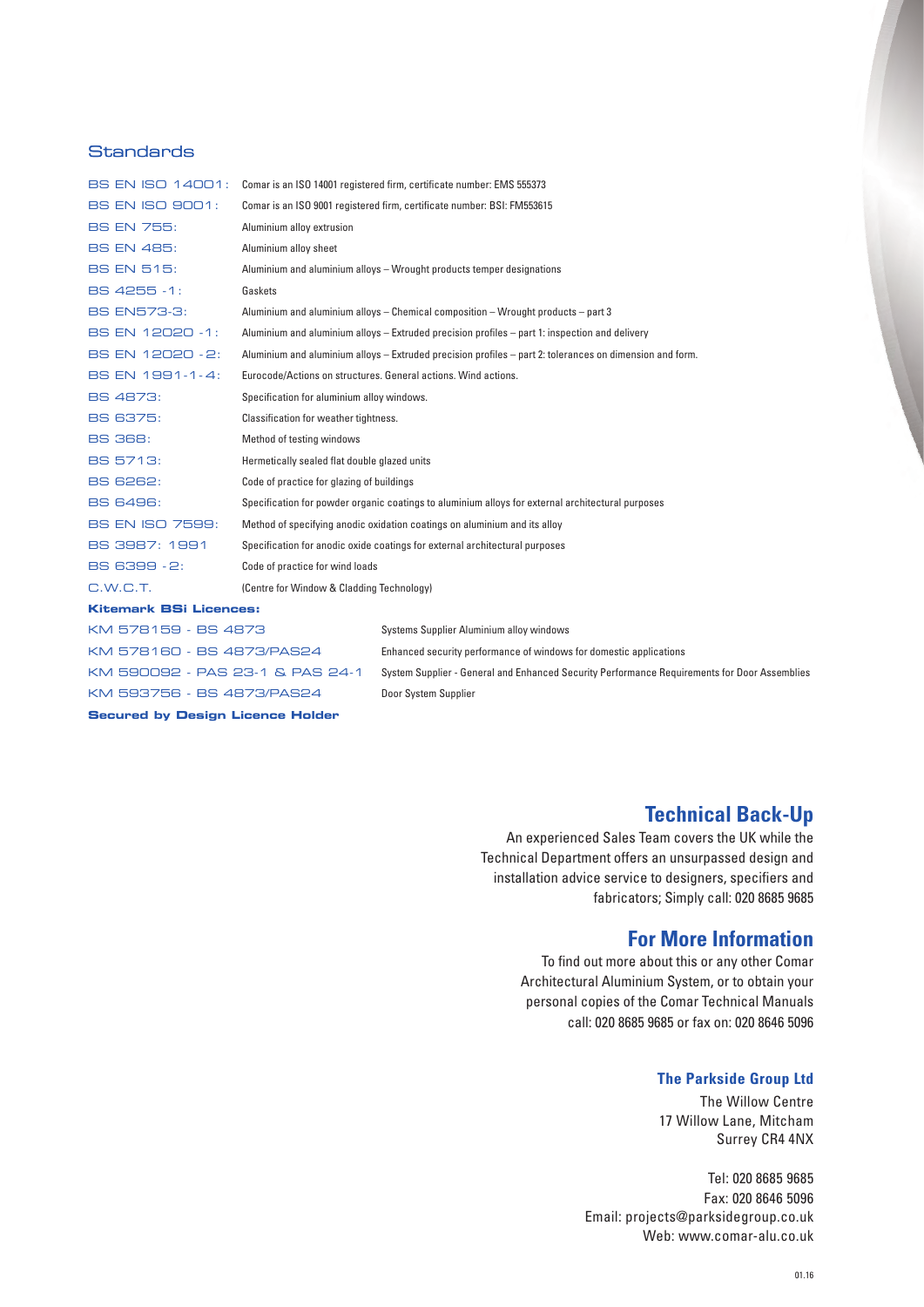## Standards

| | |
|---|---|
| BS EN ISO 14001: | Comar is an ISO 14001 registered firm, certificate number: EMS 555373 |
| BS EN ISO 9001: | Comar is an ISO 9001 registered firm, certificate number: BSI: FM553615 |
| BS EN 755: | Aluminium alloy extrusion |
| BS EN 485: | Aluminium alloy sheet |
| BS EN 515: | Aluminium and aluminium alloys – Wrought products temper designations |
| BS 4255 -1: | Gaskets |
| BS EN573-3: | Aluminium and aluminium alloys – Chemical composition – Wrought products – part 3 |
| BS EN 12020 -1: | Aluminium and aluminium alloys – Extruded precision profiles – part 1: inspection and delivery |
| BS EN 12020 -2: | Aluminium and aluminium alloys – Extruded precision profiles – part 2: tolerances on dimension and form. |
| BS EN 1991-1-4: | Eurocode/Actions on structures. General actions. Wind actions. |
| BS 4873: | Specification for aluminium alloy windows. |
| BS 6375: | Classification for weather tightness. |
| BS 368: | Method of testing windows |
| BS 5713: | Hermetically sealed flat double glazed units |
| BS 6262: | Code of practice for glazing of buildings |
| BS 6496: | Specification for powder organic coatings to aluminium alloys for external architectural purposes |
| BS EN ISO 7599: | Method of specifying anodic oxidation coatings on aluminium and its alloy |
| BS 3987: 1991 | Specification for anodic oxide coatings for external architectural purposes |
| BS 6399 -2: | Code of practice for wind loads |
| C.W.C.T. | (Centre for Window & Cladding Technology) |

**Kitemark BSi Licences:**

| | |
|---|---|
| KM 578159 - BS 4873 | Systems Supplier Aluminium alloy windows |
| KM 578160 - BS 4873/PAS24 | Enhanced security performance of windows for domestic applications |
| KM 590092 - PAS 23-1 & PAS 24-1 | System Supplier - General and Enhanced Security Performance Requirements for Door Assemblies |
| KM 593756 - BS 4873/PAS24 | Door System Supplier |

**Secured by Design Licence Holder**

## Technical Back-Up

An experienced Sales Team covers the UK while the Technical Department offers an unsurpassed design and installation advice service to designers, specifiers and fabricators; Simply call: 020 8685 9685

## For More Information

To find out more about this or any other Comar Architectural Aluminium System, or to obtain your personal copies of the Comar Technical Manuals call: 020 8685 9685 or fax on: 020 8646 5096

### The Parkside Group Ltd

The Willow Centre
17 Willow Lane, Mitcham
Surrey CR4 4NX

Tel: 020 8685 9685
Fax: 020 8646 5096
Email: projects@parksidegroup.co.uk
Web: www.comar-alu.co.uk

01.16